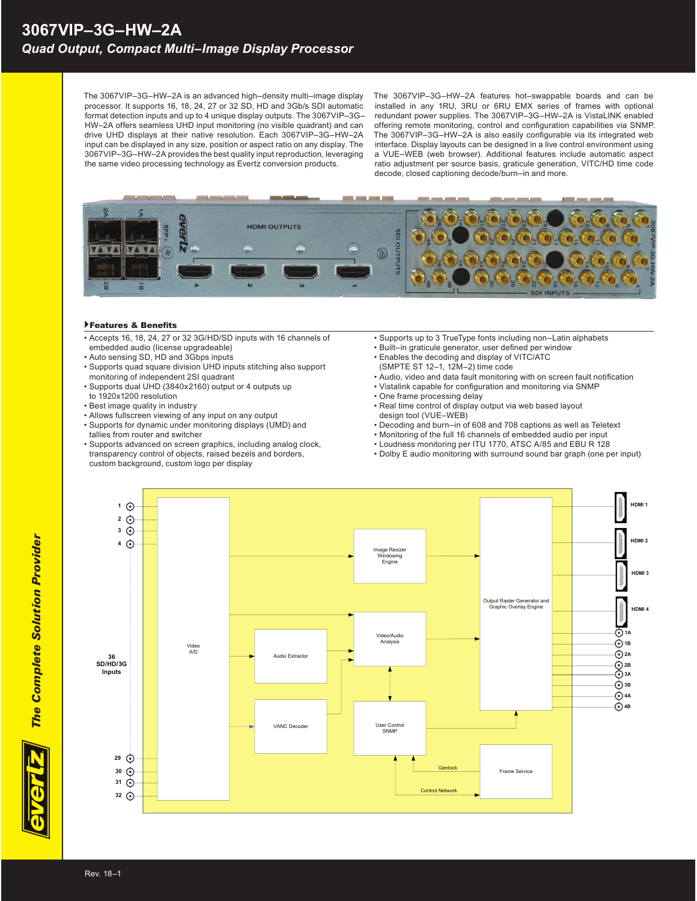# 3067VIP–3G–HW–2A

*Quad Output, Compact Multi–Image Display Processor*

The 3067VIP–3G–HW–2A is an advanced high–density multi–image display processor. It supports 16, 18, 24, 27 or 32 SD, HD and 3Gb/s SDI automatic format detection inputs and up to 4 unique display outputs. The 3067VIP–3G–HW–2A offers seamless UHD input monitoring (no visible quadrant) and can drive UHD displays at their native resolution. Each 3067VIP–3G–HW–2A input can be displayed in any size, position or aspect ratio on any display. The 3067VIP–3G–HW–2A provides the best quality input reproduction, leveraging the same video processing technology as Evertz conversion products.

The 3067VIP–3G–HW–2A features hot–swappable boards and can be installed in any 1RU, 3RU or 6RU EMX series of frames with optional redundant power supplies. The 3067VIP–3G–HW–2A is VistaLINK enabled offering remote monitoring, control and configuration capabilities via SNMP. The 3067VIP–3G–HW–2A is also easily configurable via its integrated web interface. Display layouts can be designed in a live control environment using a VUE–WEB (web browser). Additional features include automatic aspect ratio adjustment per source basis, graticule generation, VITC/HD time code decode, closed captioning decode/burn–in and more.

## Features & Benefits

- Accepts 16, 18, 24, 27 or 32 3G/HD/SD inputs with 16 channels of embedded audio (license upgradeable)
- Auto sensing SD, HD and 3Gbps inputs
- Supports quad square division UHD inputs stitching also support monitoring of independent 2SI quadrant
- Supports dual UHD (3840x2160) output or 4 outputs up to 1920x1200 resolution
- Best image quality in industry
- Allows fullscreen viewing of any input on any output
- Supports for dynamic under monitoring displays (UMD) and tallies from router and switcher
- Supports advanced on screen graphics, including analog clock, transparency control of objects, raised bezels and borders, custom background, custom logo per display
- Supports up to 3 TrueType fonts including non–Latin alphabets
- Built–in graticule generator, user defined per window
- Enables the decoding and display of VITC/ATC (SMPTE ST 12–1, 12M–2) time code
- Audio, video and data fault monitoring with on screen fault notification
- Vistalink capable for configuration and monitoring via SNMP
- One frame processing delay
- Real time control of display output via web based layout design tool (VUE–WEB)
- Decoding and burn–in of 608 and 708 captions as well as Teletext
- Monitoring of the full 16 channels of embedded audio per input
- Loudness monitoring per ITU 1770, ATSC A/85 and EBU R 128
- Dolby E audio monitoring with surround sound bar graph (one per input)

Rev. 18–1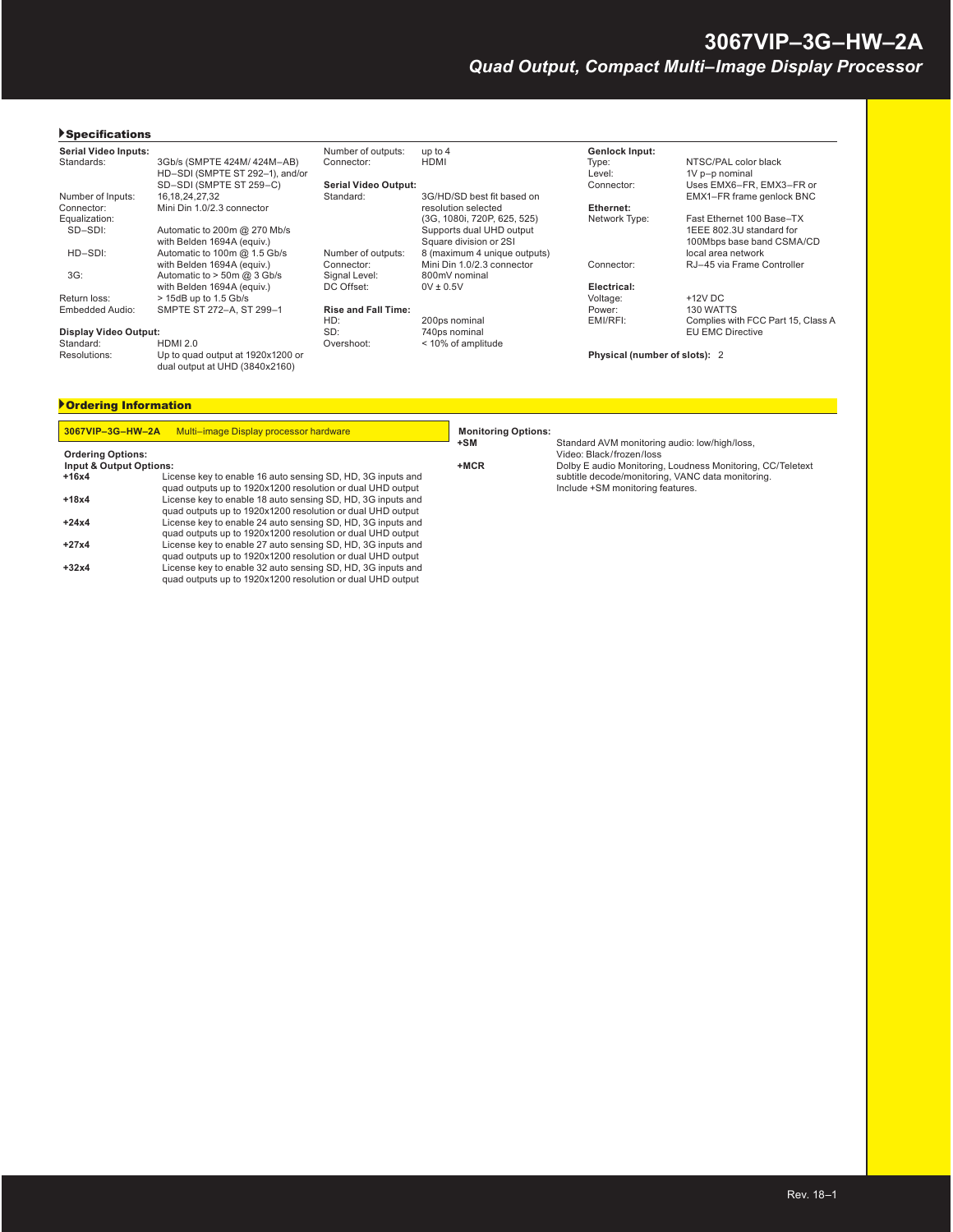# 3067VIP–3G–HW–2A

## *Quad Output, Compact Multi–Image Display Processor*

### Specifications

**Serial Video Inputs:**

| | |
|---|---|
| Standards: | 3Gb/s (SMPTE 424M/ 424M–AB) HD–SDI (SMPTE ST 292–1), and/or SD–SDI (SMPTE ST 259–C) |
| Number of Inputs: | 16,18,24,27,32 |
| Connector: | Mini Din 1.0/2.3 connector |
| Equalization: | |
| SD–SDI: | Automatic to 200m @ 270 Mb/s with Belden 1694A (equiv.) |
| HD–SDI: | Automatic to 100m @ 1.5 Gb/s with Belden 1694A (equiv.) |
| 3G: | Automatic to > 50m @ 3 Gb/s with Belden 1694A (equiv.) |
| Return loss: | > 15dB up to 1.5 Gb/s |
| Embedded Audio: | SMPTE ST 272–A, ST 299–1 |

**Display Video Output:**

| | |
|---|---|
| Standard: | HDMI 2.0 |
| Resolutions: | Up to quad output at 1920x1200 or dual output at UHD (3840x2160) |
| Number of outputs: | up to 4 |
| Connector: | HDMI |

**Serial Video Output:**

| | |
|---|---|
| Standard: | 3G/HD/SD best fit based on resolution selected (3G, 1080i, 720P, 625, 525) Supports dual UHD output Square division or 2SI |
| Number of outputs: | 8 (maximum 4 unique outputs) |
| Connector: | Mini Din 1.0/2.3 connector |
| Signal Level: | 800mV nominal |
| DC Offset: | 0V ± 0.5V |

**Rise and Fall Time:**

| | |
|---|---|
| HD: | 200ps nominal |
| SD: | 740ps nominal |
| Overshoot: | < 10% of amplitude |

**Genlock Input:**

| | |
|---|---|
| Type: | NTSC/PAL color black |
| Level: | 1V p–p nominal |
| Connector: | Uses EMX6–FR, EMX3–FR or EMX1–FR frame genlock BNC |

**Ethernet:**

| | |
|---|---|
| Network Type: | Fast Ethernet 100 Base–TX 1EEE 802.3U standard for 100Mbps base band CSMA/CD local area network |
| Connector: | RJ–45 via Frame Controller |

**Electrical:**

| | |
|---|---|
| Voltage: | +12V DC |
| Power: | 130 WATTS |
| EMI/RFI: | Complies with FCC Part 15, Class A EU EMC Directive |

**Physical (number of slots):** 2

### Ordering Information

**3067VIP–3G–HW–2A** Multi–image Display processor hardware

**Ordering Options:**

**Input & Output Options:**

| | |
|---|---|
| **+16x4** | License key to enable 16 auto sensing SD, HD, 3G inputs and quad outputs up to 1920x1200 resolution or dual UHD output |
| **+18x4** | License key to enable 18 auto sensing SD, HD, 3G inputs and quad outputs up to 1920x1200 resolution or dual UHD output |
| **+24x4** | License key to enable 24 auto sensing SD, HD, 3G inputs and quad outputs up to 1920x1200 resolution or dual UHD output |
| **+27x4** | License key to enable 27 auto sensing SD, HD, 3G inputs and quad outputs up to 1920x1200 resolution or dual UHD output |
| **+32x4** | License key to enable 32 auto sensing SD, HD, 3G inputs and quad outputs up to 1920x1200 resolution or dual UHD output |

**Monitoring Options:**

| | |
|---|---|
| **+SM** | Standard AVM monitoring audio: low/high/loss, Video: Black/frozen/loss |
| **+MCR** | Dolby E audio Monitoring, Loudness Monitoring, CC/Teletext subtitle decode/monitoring, VANC data monitoring. Include +SM monitoring features. |

Rev. 18–1